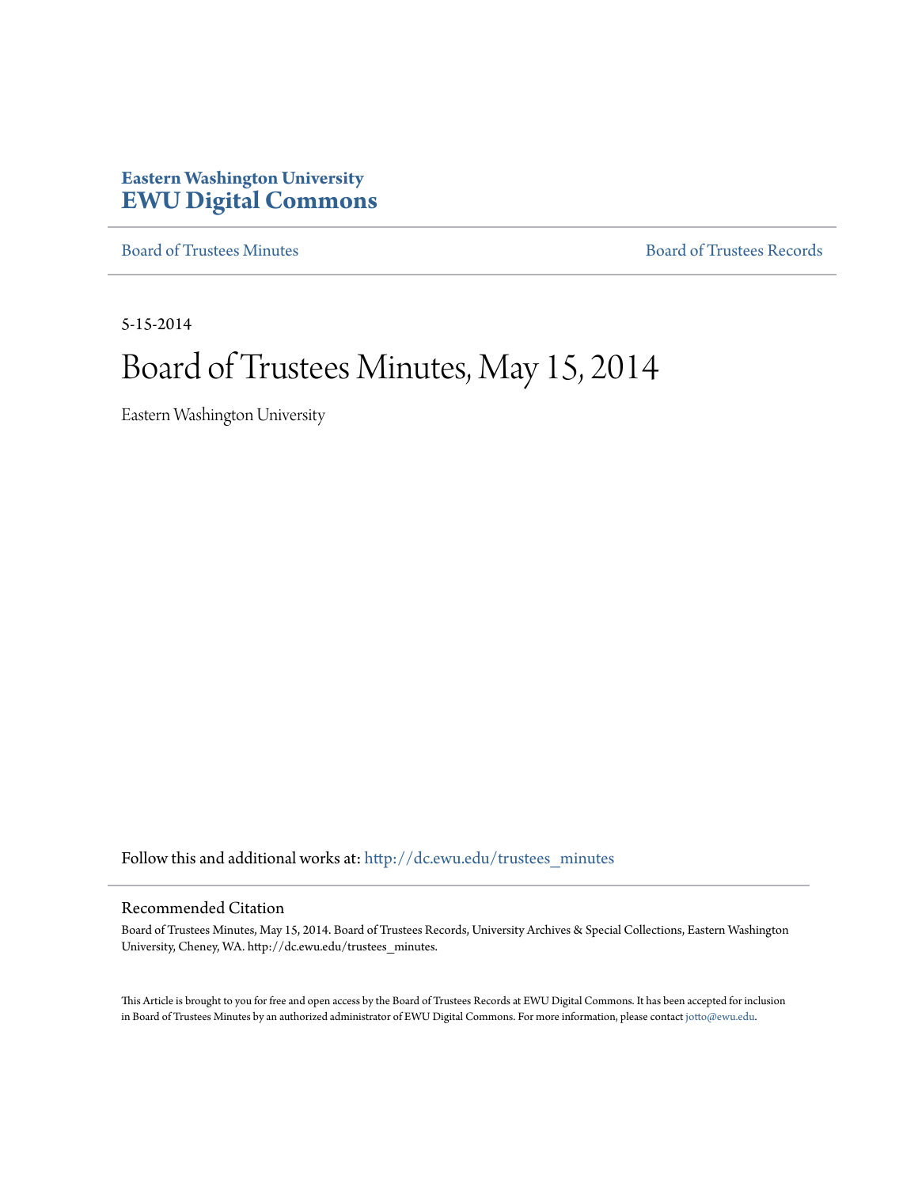**Eastern Washington University**
**EWU Digital Commons**

Board of Trustees Minutes | Board of Trustees Records

5-15-2014

# Board of Trustees Minutes, May 15, 2014

Eastern Washington University

Follow this and additional works at: http://dc.ewu.edu/trustees_minutes

## Recommended Citation

Board of Trustees Minutes, May 15, 2014. Board of Trustees Records, University Archives & Special Collections, Eastern Washington University, Cheney, WA. http://dc.ewu.edu/trustees_minutes.

This Article is brought to you for free and open access by the Board of Trustees Records at EWU Digital Commons. It has been accepted for inclusion in Board of Trustees Minutes by an authorized administrator of EWU Digital Commons. For more information, please contact jotto@ewu.edu.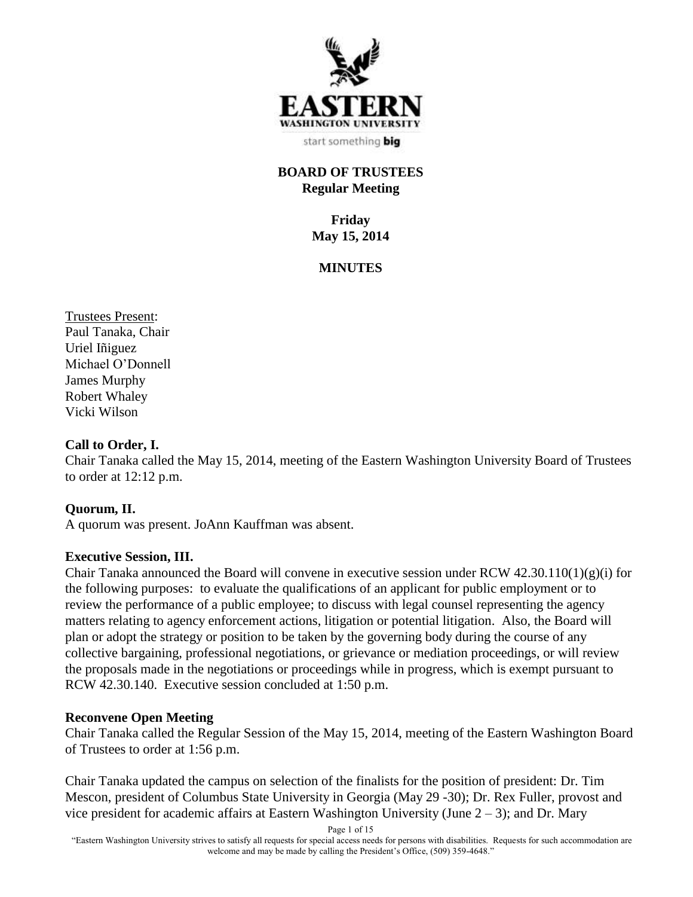**BOARD OF TRUSTEES**
**Regular Meeting**

**Friday**
**May 15, 2014**

**MINUTES**

Trustees Present:
Paul Tanaka, Chair
Uriel Iñiguez
Michael O'Donnell
James Murphy
Robert Whaley
Vicki Wilson

**Call to Order, I.**
Chair Tanaka called the May 15, 2014, meeting of the Eastern Washington University Board of Trustees to order at 12:12 p.m.

**Quorum, II.**
A quorum was present. JoAnn Kauffman was absent.

**Executive Session, III.**
Chair Tanaka announced the Board will convene in executive session under RCW 42.30.110(1)(g)(i) for the following purposes: to evaluate the qualifications of an applicant for public employment or to review the performance of a public employee; to discuss with legal counsel representing the agency matters relating to agency enforcement actions, litigation or potential litigation. Also, the Board will plan or adopt the strategy or position to be taken by the governing body during the course of any collective bargaining, professional negotiations, or grievance or mediation proceedings, or will review the proposals made in the negotiations or proceedings while in progress, which is exempt pursuant to RCW 42.30.140. Executive session concluded at 1:50 p.m.

**Reconvene Open Meeting**
Chair Tanaka called the Regular Session of the May 15, 2014, meeting of the Eastern Washington Board of Trustees to order at 1:56 p.m.

Chair Tanaka updated the campus on selection of the finalists for the position of president: Dr. Tim Mescon, president of Columbus State University in Georgia (May 29 -30); Dr. Rex Fuller, provost and vice president for academic affairs at Eastern Washington University (June 2 – 3); and Dr. Mary

"Eastern Washington University strives to satisfy all requests for special access needs for persons with disabilities. Requests for such accommodation are welcome and may be made by calling the President's Office, (509) 359-4648."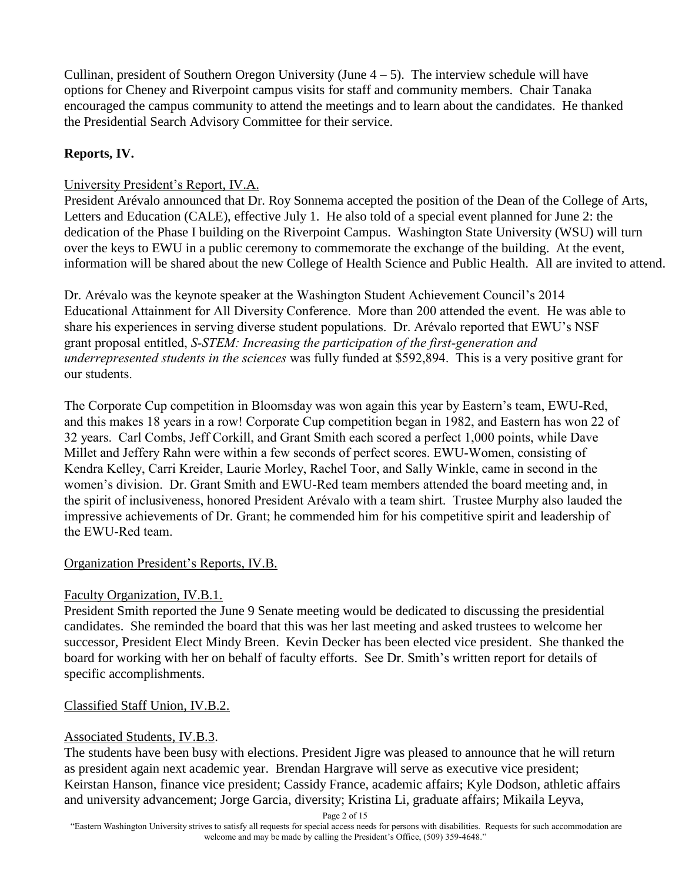Cullinan, president of Southern Oregon University (June 4 – 5). The interview schedule will have options for Cheney and Riverpoint campus visits for staff and community members. Chair Tanaka encouraged the campus community to attend the meetings and to learn about the candidates. He thanked the Presidential Search Advisory Committee for their service.

**Reports, IV.**

University President's Report, IV.A.

President Arévalo announced that Dr. Roy Sonnema accepted the position of the Dean of the College of Arts, Letters and Education (CALE), effective July 1. He also told of a special event planned for June 2: the dedication of the Phase I building on the Riverpoint Campus. Washington State University (WSU) will turn over the keys to EWU in a public ceremony to commemorate the exchange of the building. At the event, information will be shared about the new College of Health Science and Public Health. All are invited to attend.

Dr. Arévalo was the keynote speaker at the Washington Student Achievement Council's 2014 Educational Attainment for All Diversity Conference. More than 200 attended the event. He was able to share his experiences in serving diverse student populations. Dr. Arévalo reported that EWU's NSF grant proposal entitled, *S-STEM: Increasing the participation of the first-generation and underrepresented students in the sciences* was fully funded at $592,894. This is a very positive grant for our students.

The Corporate Cup competition in Bloomsday was won again this year by Eastern's team, EWU-Red, and this makes 18 years in a row! Corporate Cup competition began in 1982, and Eastern has won 22 of 32 years. Carl Combs, Jeff Corkill, and Grant Smith each scored a perfect 1,000 points, while Dave Millet and Jeffery Rahn were within a few seconds of perfect scores. EWU-Women, consisting of Kendra Kelley, Carri Kreider, Laurie Morley, Rachel Toor, and Sally Winkle, came in second in the women's division. Dr. Grant Smith and EWU-Red team members attended the board meeting and, in the spirit of inclusiveness, honored President Arévalo with a team shirt. Trustee Murphy also lauded the impressive achievements of Dr. Grant; he commended him for his competitive spirit and leadership of the EWU-Red team.

Organization President's Reports, IV.B.

Faculty Organization, IV.B.1.

President Smith reported the June 9 Senate meeting would be dedicated to discussing the presidential candidates. She reminded the board that this was her last meeting and asked trustees to welcome her successor, President Elect Mindy Breen. Kevin Decker has been elected vice president. She thanked the board for working with her on behalf of faculty efforts. See Dr. Smith's written report for details of specific accomplishments.

Classified Staff Union, IV.B.2.

Associated Students, IV.B.3.

The students have been busy with elections. President Jigre was pleased to announce that he will return as president again next academic year. Brendan Hargrave will serve as executive vice president; Keirstan Hanson, finance vice president; Cassidy France, academic affairs; Kyle Dodson, athletic affairs and university advancement; Jorge Garcia, diversity; Kristina Li, graduate affairs; Mikaila Leyva,

"Eastern Washington University strives to satisfy all requests for special access needs for persons with disabilities. Requests for such accommodation are welcome and may be made by calling the President's Office, (509) 359-4648."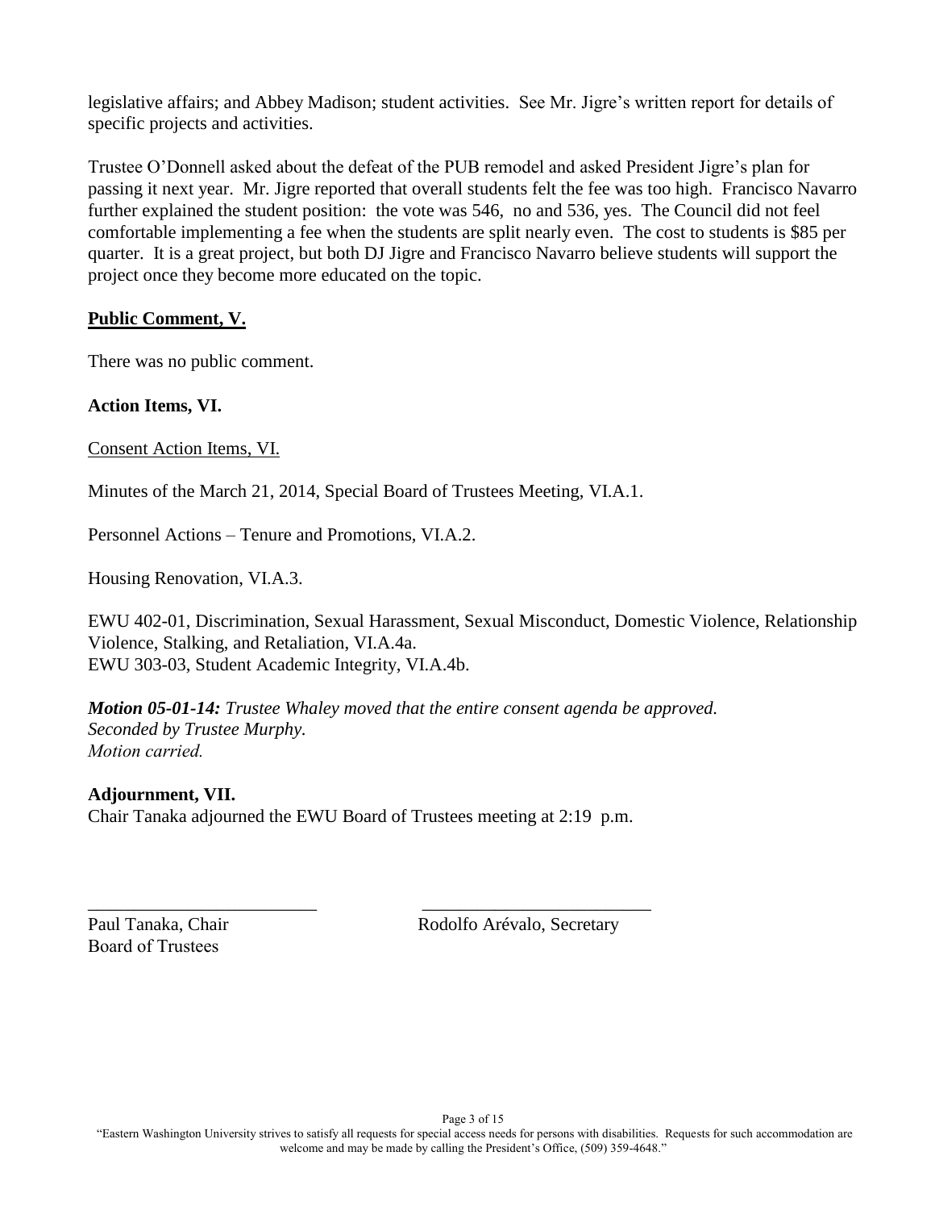legislative affairs; and Abbey Madison; student activities. See Mr. Jigre's written report for details of specific projects and activities.

Trustee O'Donnell asked about the defeat of the PUB remodel and asked President Jigre's plan for passing it next year. Mr. Jigre reported that overall students felt the fee was too high. Francisco Navarro further explained the student position: the vote was 546, no and 536, yes. The Council did not feel comfortable implementing a fee when the students are split nearly even. The cost to students is $85 per quarter. It is a great project, but both DJ Jigre and Francisco Navarro believe students will support the project once they become more educated on the topic.

**Public Comment, V.**

There was no public comment.

**Action Items, VI.**

Consent Action Items, VI.

Minutes of the March 21, 2014, Special Board of Trustees Meeting, VI.A.1.

Personnel Actions – Tenure and Promotions, VI.A.2.

Housing Renovation, VI.A.3.

EWU 402-01, Discrimination, Sexual Harassment, Sexual Misconduct, Domestic Violence, Relationship Violence, Stalking, and Retaliation, VI.A.4a.
EWU 303-03, Student Academic Integrity, VI.A.4b.

***Motion 05-01-14:*** *Trustee Whaley moved that the entire consent agenda be approved.*
*Seconded by Trustee Murphy.*
*Motion carried.*

**Adjournment, VII.**
Chair Tanaka adjourned the EWU Board of Trustees meeting at 2:19 p.m.

\_\_\_\_\_\_\_\_\_\_\_\_\_\_\_\_\_\_\_\_\_\_\_\_\_ \_\_\_\_\_\_\_\_\_\_\_\_\_\_\_\_\_\_\_\_\_\_\_\_\_

Paul Tanaka, Chair
Board of Trustees

Rodolfo Arévalo, Secretary

"Eastern Washington University strives to satisfy all requests for special access needs for persons with disabilities. Requests for such accommodation are welcome and may be made by calling the President's Office, (509) 359-4648."